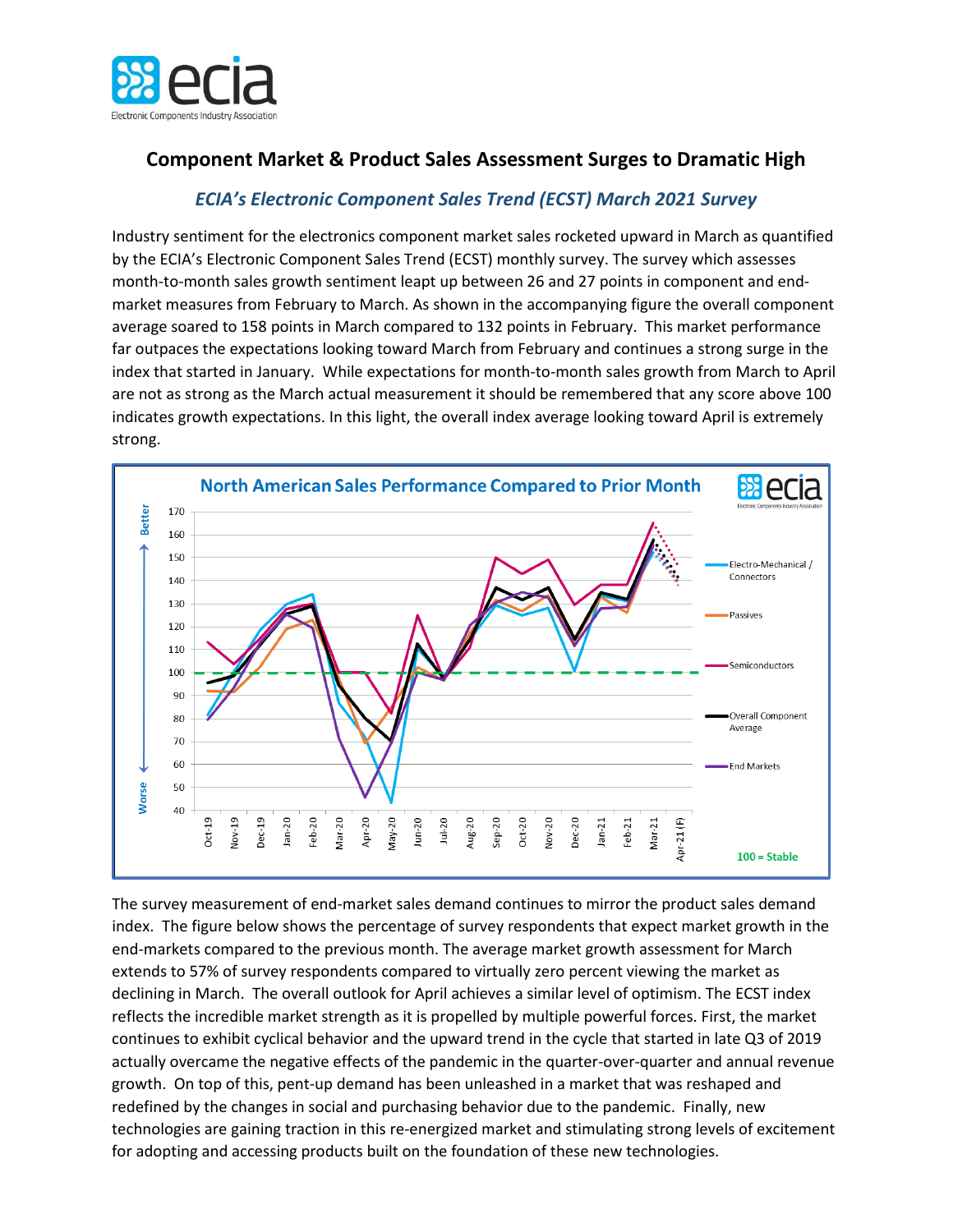# Component Market & Product Sales Assessment Surges to Dramatic High

## *ECIA's Electronic Component Sales Trend (ECST) March 2021 Survey*

Industry sentiment for the electronics component market sales rocketed upward in March as quantified by the ECIA's Electronic Component Sales Trend (ECST) monthly survey. The survey which assesses month-to-month sales growth sentiment leapt up between 26 and 27 points in component and end-market measures from February to March. As shown in the accompanying figure the overall component average soared to 158 points in March compared to 132 points in February. This market performance far outpaces the expectations looking toward March from February and continues a strong surge in the index that started in January. While expectations for month-to-month sales growth from March to April are not as strong as the March actual measurement it should be remembered that any score above 100 indicates growth expectations. In this light, the overall index average looking toward April is extremely strong.

The survey measurement of end-market sales demand continues to mirror the product sales demand index. The figure below shows the percentage of survey respondents that expect market growth in the end-markets compared to the previous month. The average market growth assessment for March extends to 57% of survey respondents compared to virtually zero percent viewing the market as declining in March. The overall outlook for April achieves a similar level of optimism. The ECST index reflects the incredible market strength as it is propelled by multiple powerful forces. First, the market continues to exhibit cyclical behavior and the upward trend in the cycle that started in late Q3 of 2019 actually overcame the negative effects of the pandemic in the quarter-over-quarter and annual revenue growth. On top of this, pent-up demand has been unleashed in a market that was reshaped and redefined by the changes in social and purchasing behavior due to the pandemic. Finally, new technologies are gaining traction in this re-energized market and stimulating strong levels of excitement for adopting and accessing products built on the foundation of these new technologies.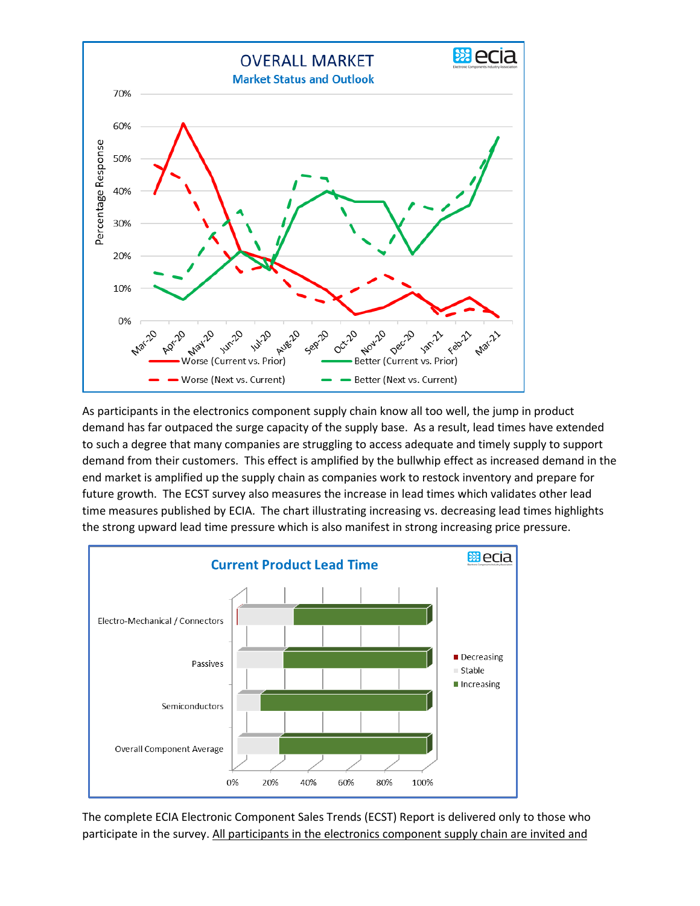OVERALL MARKET

Market Status and Outlook

As participants in the electronics component supply chain know all too well, the jump in product demand has far outpaced the surge capacity of the supply base. As a result, lead times have extended to such a degree that many companies are struggling to access adequate and timely supply to support demand from their customers. This effect is amplified by the bullwhip effect as increased demand in the end market is amplified up the supply chain as companies work to restock inventory and prepare for future growth. The ECST survey also measures the increase in lead times which validates other lead time measures published by ECIA. The chart illustrating increasing vs. decreasing lead times highlights the strong upward lead time pressure which is also manifest in strong increasing price pressure.

Current Product Lead Time

The complete ECIA Electronic Component Sales Trends (ECST) Report is delivered only to those who participate in the survey. All participants in the electronics component supply chain are invited and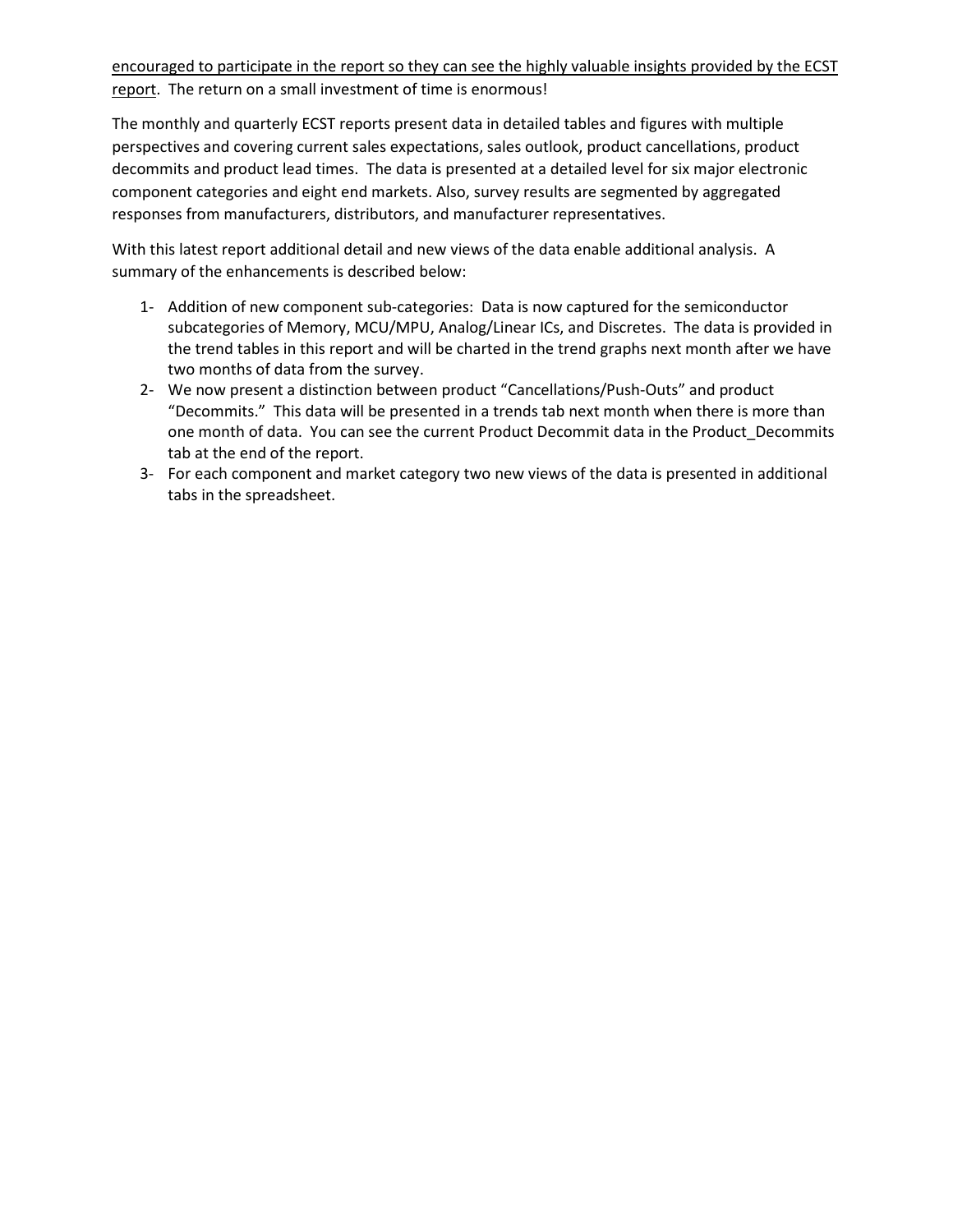encouraged to participate in the report so they can see the highly valuable insights provided by the ECST report. The return on a small investment of time is enormous!

The monthly and quarterly ECST reports present data in detailed tables and figures with multiple perspectives and covering current sales expectations, sales outlook, product cancellations, product decommits and product lead times. The data is presented at a detailed level for six major electronic component categories and eight end markets. Also, survey results are segmented by aggregated responses from manufacturers, distributors, and manufacturer representatives.

With this latest report additional detail and new views of the data enable additional analysis. A summary of the enhancements is described below:

1- Addition of new component sub-categories: Data is now captured for the semiconductor subcategories of Memory, MCU/MPU, Analog/Linear ICs, and Discretes. The data is provided in the trend tables in this report and will be charted in the trend graphs next month after we have two months of data from the survey.
2- We now present a distinction between product "Cancellations/Push-Outs" and product "Decommits." This data will be presented in a trends tab next month when there is more than one month of data. You can see the current Product Decommit data in the Product_Decommits tab at the end of the report.
3- For each component and market category two new views of the data is presented in additional tabs in the spreadsheet.